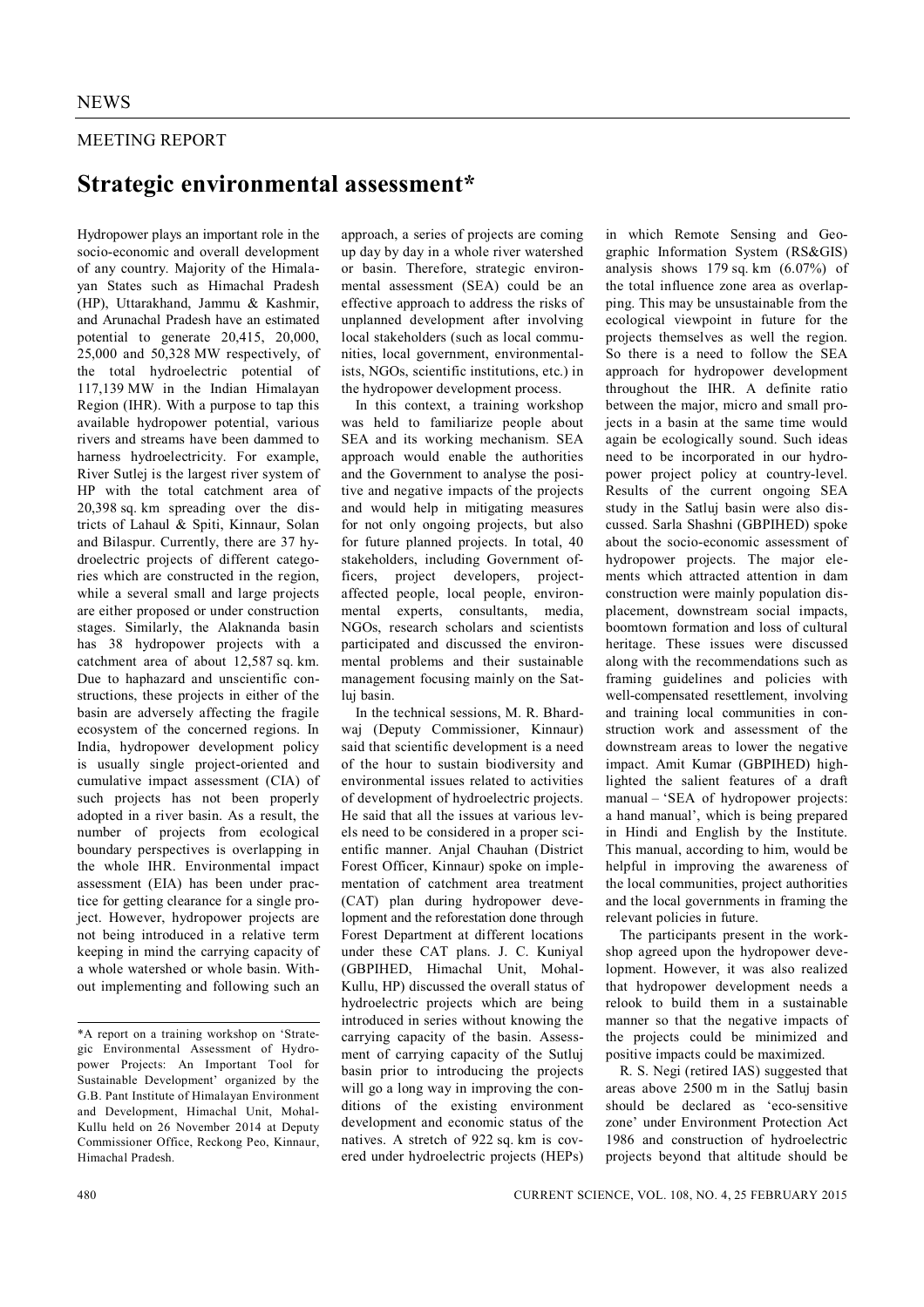NEWS

MEETING REPORT

# Strategic environmental assessment*

Hydropower plays an important role in the socio-economic and overall development of any country. Majority of the Himalayan States such as Himachal Pradesh (HP), Uttarakhand, Jammu & Kashmir, and Arunachal Pradesh have an estimated potential to generate 20,415, 20,000, 25,000 and 50,328 MW respectively, of the total hydroelectric potential of 117,139 MW in the Indian Himalayan Region (IHR). With a purpose to tap this available hydropower potential, various rivers and streams have been dammed to harness hydroelectricity. For example, River Sutlej is the largest river system of HP with the total catchment area of 20,398 sq. km spreading over the districts of Lahaul & Spiti, Kinnaur, Solan and Bilaspur. Currently, there are 37 hydroelectric projects of different categories which are constructed in the region, while a several small and large projects are either proposed or under construction stages. Similarly, the Alaknanda basin has 38 hydropower projects with a catchment area of about 12,587 sq. km. Due to haphazard and unscientific constructions, these projects in either of the basin are adversely affecting the fragile ecosystem of the concerned regions. In India, hydropower development policy is usually single project-oriented and cumulative impact assessment (CIA) of such projects has not been properly adopted in a river basin. As a result, the number of projects from ecological boundary perspectives is overlapping in the whole IHR. Environmental impact assessment (EIA) has been under practice for getting clearance for a single project. However, hydropower projects are not being introduced in a relative term keeping in mind the carrying capacity of a whole watershed or whole basin. Without implementing and following such an approach, a series of projects are coming up day by day in a whole river watershed or basin. Therefore, strategic environmental assessment (SEA) could be an effective approach to address the risks of unplanned development after involving local stakeholders (such as local communities, local government, environmentalists, NGOs, scientific institutions, etc.) in the hydropower development process.

In this context, a training workshop was held to familiarize people about SEA and its working mechanism. SEA approach would enable the authorities and the Government to analyse the positive and negative impacts of the projects and would help in mitigating measures for not only ongoing projects, but also for future planned projects. In total, 40 stakeholders, including Government officers, project developers, project-affected people, local people, environmental experts, consultants, media, NGOs, research scholars and scientists participated and discussed the environmental problems and their sustainable management focusing mainly on the Satluj basin.

In the technical sessions, M. R. Bhardwaj (Deputy Commissioner, Kinnaur) said that scientific development is a need of the hour to sustain biodiversity and environmental issues related to activities of development of hydroelectric projects. He said that all the issues at various levels need to be considered in a proper scientific manner. Anjal Chauhan (District Forest Officer, Kinnaur) spoke on implementation of catchment area treatment (CAT) plan during hydropower development and the reforestation done through Forest Department at different locations under these CAT plans. J. C. Kuniyal (GBPIHED, Himachal Unit, Mohal-Kullu, HP) discussed the overall status of hydroelectric projects which are being introduced in series without knowing the carrying capacity of the basin. Assessment of carrying capacity of the Sutluj basin prior to introducing the projects will go a long way in improving the conditions of the existing environment development and economic status of the natives. A stretch of 922 sq. km is covered under hydroelectric projects (HEPs) in which Remote Sensing and Geographic Information System (RS&GIS) analysis shows 179 sq. km (6.07%) of the total influence zone area as overlapping. This may be unsustainable from the ecological viewpoint in future for the projects themselves as well the region. So there is a need to follow the SEA approach for hydropower development throughout the IHR. A definite ratio between the major, micro and small projects in a basin at the same time would again be ecologically sound. Such ideas need to be incorporated in our hydropower project policy at country-level. Results of the current ongoing SEA study in the Satluj basin were also discussed. Sarla Shashni (GBPIHED) spoke about the socio-economic assessment of hydropower projects. The major elements which attracted attention in dam construction were mainly population displacement, downstream social impacts, boomtown formation and loss of cultural heritage. These issues were discussed along with the recommendations such as framing guidelines and policies with well-compensated resettlement, involving and training local communities in construction work and assessment of the downstream areas to lower the negative impact. Amit Kumar (GBPIHED) highlighted the salient features of a draft manual – 'SEA of hydropower projects: a hand manual', which is being prepared in Hindi and English by the Institute. This manual, according to him, would be helpful in improving the awareness of the local communities, project authorities and the local governments in framing the relevant policies in future.

The participants present in the workshop agreed upon the hydropower development. However, it was also realized that hydropower development needs a relook to build them in a sustainable manner so that the negative impacts of the projects could be minimized and positive impacts could be maximized.

R. S. Negi (retired IAS) suggested that areas above 2500 m in the Satluj basin should be declared as 'eco-sensitive zone' under Environment Protection Act 1986 and construction of hydroelectric projects beyond that altitude should be

---

*A report on a training workshop on 'Strategic Environmental Assessment of Hydropower Projects: An Important Tool for Sustainable Development' organized by the G.B. Pant Institute of Himalayan Environment and Development, Himachal Unit, Mohal-Kullu held on 26 November 2014 at Deputy Commissioner Office, Reckong Peo, Kinnaur, Himachal Pradesh.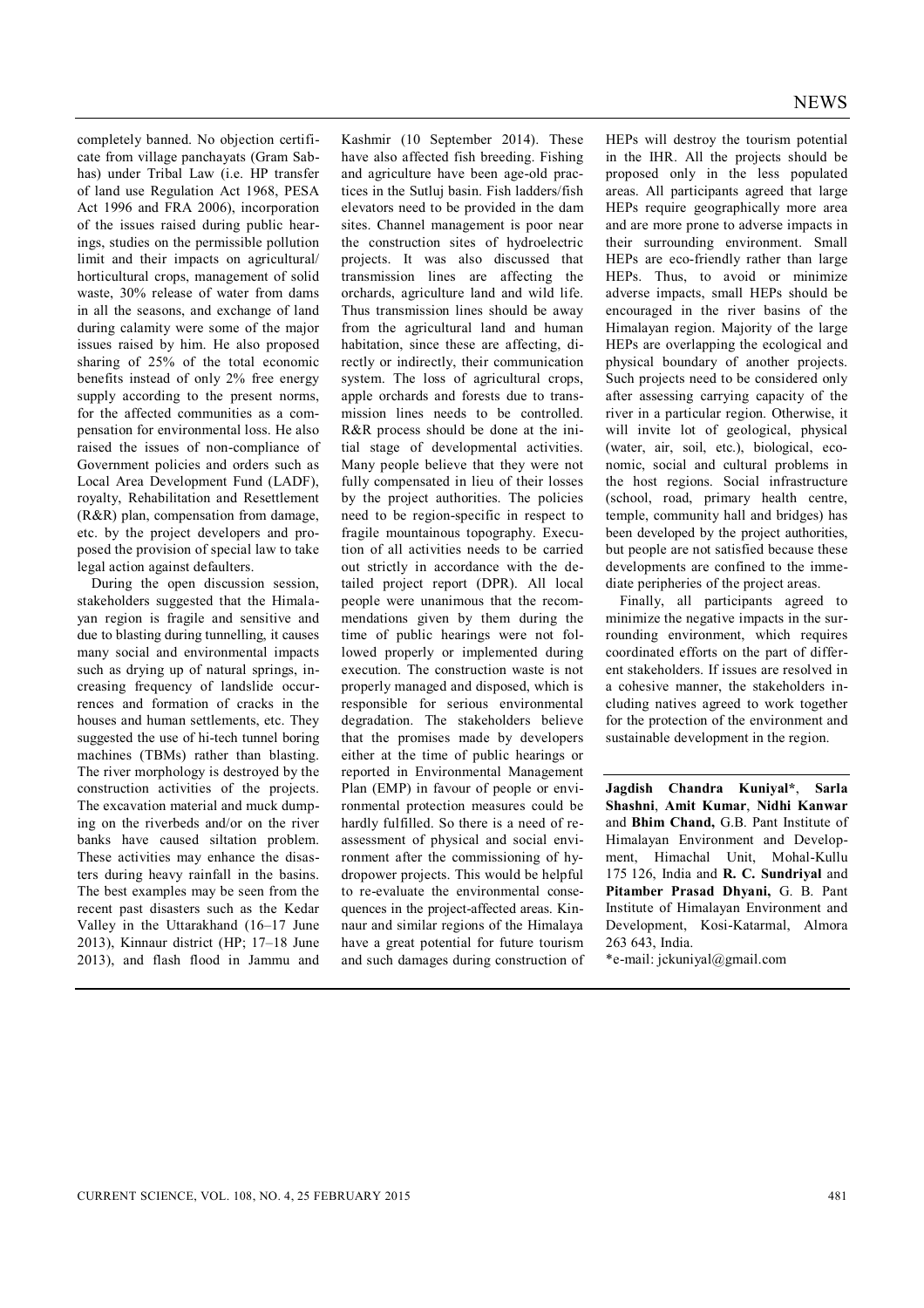completely banned. No objection certificate from village panchayats (Gram Sabhas) under Tribal Law (i.e. HP transfer of land use Regulation Act 1968, PESA Act 1996 and FRA 2006), incorporation of the issues raised during public hearings, studies on the permissible pollution limit and their impacts on agricultural/horticultural crops, management of solid waste, 30% release of water from dams in all the seasons, and exchange of land during calamity were some of the major issues raised by him. He also proposed sharing of 25% of the total economic benefits instead of only 2% free energy supply according to the present norms, for the affected communities as a compensation for environmental loss. He also raised the issues of non-compliance of Government policies and orders such as Local Area Development Fund (LADF), royalty, Rehabilitation and Resettlement (R&R) plan, compensation from damage, etc. by the project developers and proposed the provision of special law to take legal action against defaulters.

During the open discussion session, stakeholders suggested that the Himalayan region is fragile and sensitive and due to blasting during tunnelling, it causes many social and environmental impacts such as drying up of natural springs, increasing frequency of landslide occurrences and formation of cracks in the houses and human settlements, etc. They suggested the use of hi-tech tunnel boring machines (TBMs) rather than blasting. The river morphology is destroyed by the construction activities of the projects. The excavation material and muck dumping on the riverbeds and/or on the river banks have caused siltation problem. These activities may enhance the disasters during heavy rainfall in the basins. The best examples may be seen from the recent past disasters such as the Kedar Valley in the Uttarakhand (16–17 June 2013), Kinnaur district (HP; 17–18 June 2013), and flash flood in Jammu and Kashmir (10 September 2014). These have also affected fish breeding. Fishing and agriculture have been age-old practices in the Sutluj basin. Fish ladders/fish elevators need to be provided in the dam sites. Channel management is poor near the construction sites of hydroelectric projects. It was also discussed that transmission lines are affecting the orchards, agriculture land and wild life. Thus transmission lines should be away from the agricultural land and human habitation, since these are affecting, directly or indirectly, their communication system. The loss of agricultural crops, apple orchards and forests due to transmission lines needs to be controlled. R&R process should be done at the initial stage of developmental activities. Many people believe that they were not fully compensated in lieu of their losses by the project authorities. The policies need to be region-specific in respect to fragile mountainous topography. Execution of all activities needs to be carried out strictly in accordance with the detailed project report (DPR). All local people were unanimous that the recommendations given by them during the time of public hearings were not followed properly or implemented during execution. The construction waste is not properly managed and disposed, which is responsible for serious environmental degradation. The stakeholders believe that the promises made by developers either at the time of public hearings or reported in Environmental Management Plan (EMP) in favour of people or environmental protection measures could be hardly fulfilled. So there is a need of reassessment of physical and social environment after the commissioning of hydropower projects. This would be helpful to re-evaluate the environmental consequences in the project-affected areas. Kinnaur and similar regions of the Himalaya have a great potential for future tourism and such damages during construction of HEPs will destroy the tourism potential in the IHR. All the projects should be proposed only in the less populated areas. All participants agreed that large HEPs require geographically more area and are more prone to adverse impacts in their surrounding environment. Small HEPs are eco-friendly rather than large HEPs. Thus, to avoid or minimize adverse impacts, small HEPs should be encouraged in the river basins of the Himalayan region. Majority of the large HEPs are overlapping the ecological and physical boundary of another projects. Such projects need to be considered only after assessing carrying capacity of the river in a particular region. Otherwise, it will invite lot of geological, physical (water, air, soil, etc.), biological, economic, social and cultural problems in the host regions. Social infrastructure (school, road, primary health centre, temple, community hall and bridges) has been developed by the project authorities, but people are not satisfied because these developments are confined to the immediate peripheries of the project areas.

Finally, all participants agreed to minimize the negative impacts in the surrounding environment, which requires coordinated efforts on the part of different stakeholders. If issues are resolved in a cohesive manner, the stakeholders including natives agreed to work together for the protection of the environment and sustainable development in the region.

---

**Jagdish Chandra Kuniyal***, **Sarla Shashni**, **Amit Kumar**, **Nidhi Kanwar** and **Bhim Chand,** G.B. Pant Institute of Himalayan Environment and Development, Himachal Unit, Mohal-Kullu 175 126, India and **R. C. Sundriyal** and **Pitamber Prasad Dhyani,** G. B. Pant Institute of Himalayan Environment and Development, Kosi-Katarmal, Almora 263 643, India.
*e-mail: jckuniyal@gmail.com